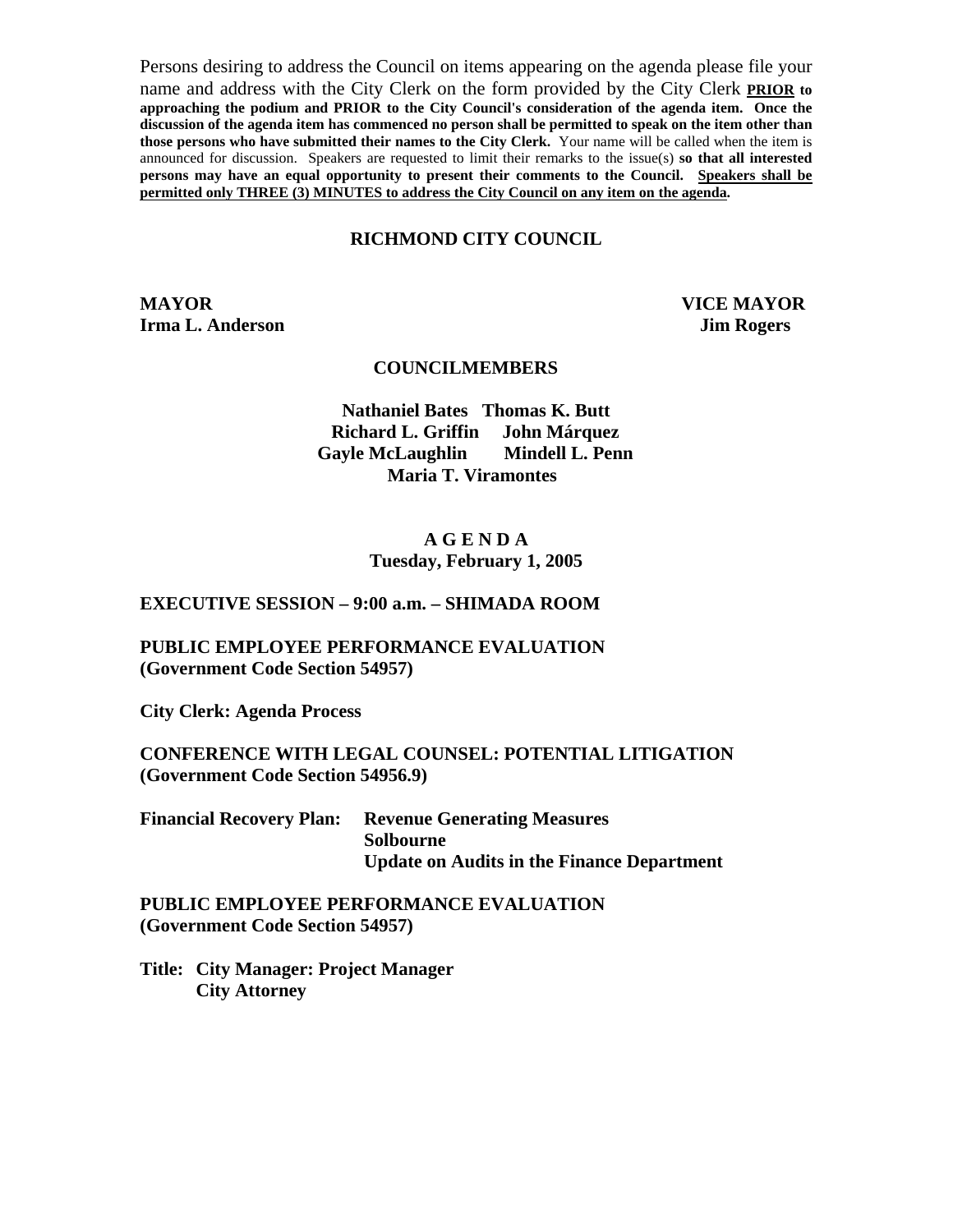Persons desiring to address the Council on items appearing on the agenda please file your name and address with the City Clerk on the form provided by the City Clerk **PRIOR to approaching the podium and PRIOR to the City Council's consideration of the agenda item. Once the discussion of the agenda item has commenced no person shall be permitted to speak on the item other than those persons who have submitted their names to the City Clerk.** Your name will be called when the item is announced for discussion. Speakers are requested to limit their remarks to the issue(s) **so that all interested persons may have an equal opportunity to present their comments to the Council. Speakers shall be permitted only THREE (3) MINUTES to address the City Council on any item on the agenda.**

# RICHMOND CITY COUNCIL

**MAYOR**
**Irma L. Anderson**

**VICE MAYOR**
**Jim Rogers**

**COUNCILMEMBERS**

**Nathaniel Bates   Thomas K. Butt**
**Richard L. Griffin   John Márquez**
**Gayle McLaughlin   Mindell L. Penn**
**Maria T. Viramontes**

## A G E N D A
**Tuesday, February 1, 2005**

**EXECUTIVE SESSION – 9:00 a.m. – SHIMADA ROOM**

**PUBLIC EMPLOYEE PERFORMANCE EVALUATION**
**(Government Code Section 54957)**

**City Clerk: Agenda Process**

**CONFERENCE WITH LEGAL COUNSEL: POTENTIAL LITIGATION**
**(Government Code Section 54956.9)**

**Financial Recovery Plan: Revenue Generating Measures**
**Solbourne**
**Update on Audits in the Finance Department**

**PUBLIC EMPLOYEE PERFORMANCE EVALUATION**
**(Government Code Section 54957)**

**Title: City Manager: Project Manager**
**City Attorney**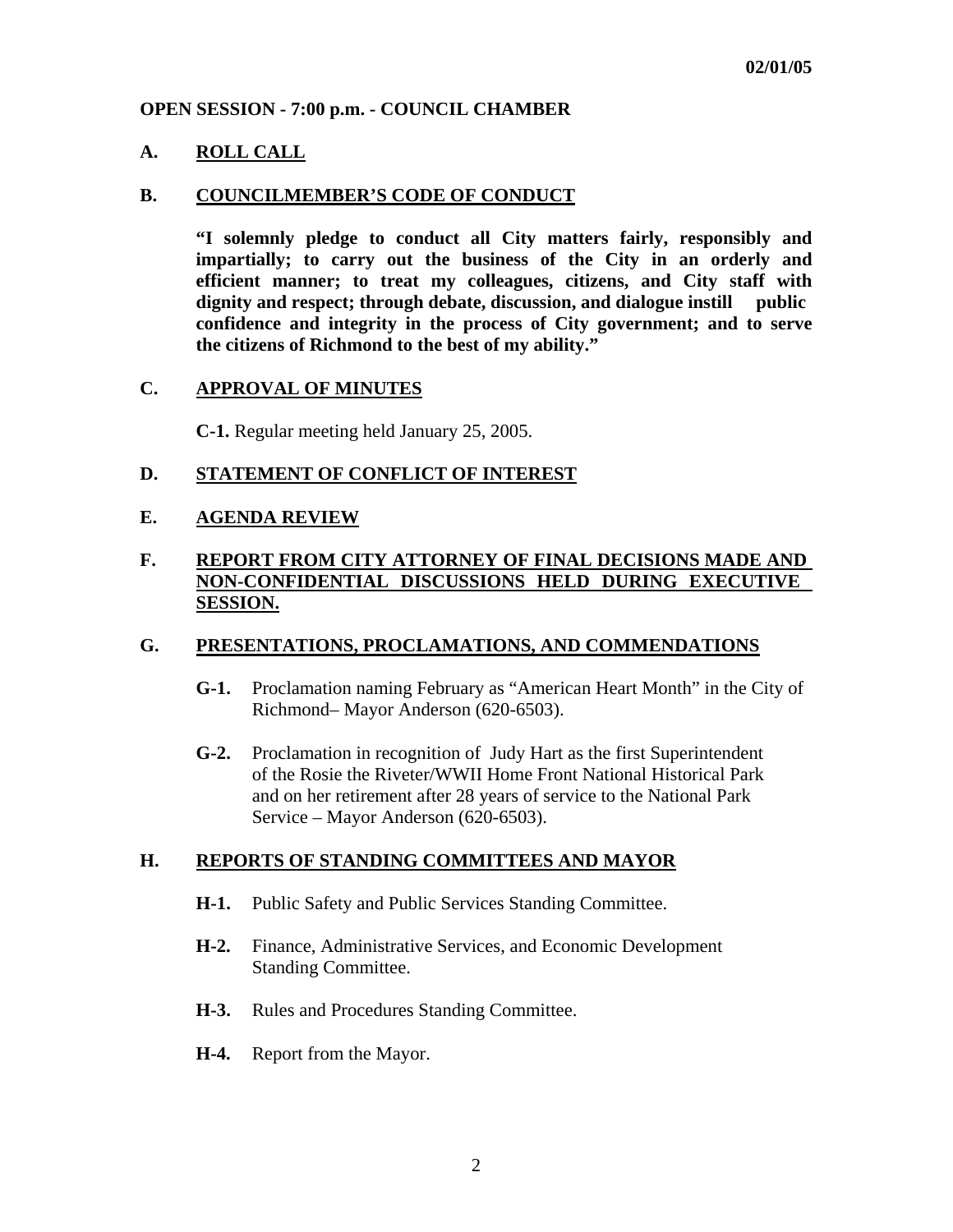**02/01/05**

**OPEN SESSION - 7:00 p.m. - COUNCIL CHAMBER**

**A. ROLL CALL**

**B. COUNCILMEMBER'S CODE OF CONDUCT**

**"I solemnly pledge to conduct all City matters fairly, responsibly and impartially; to carry out the business of the City in an orderly and efficient manner; to treat my colleagues, citizens, and City staff with dignity and respect; through debate, discussion, and dialogue instill public confidence and integrity in the process of City government; and to serve the citizens of Richmond to the best of my ability."**

**C. APPROVAL OF MINUTES**

**C-1.** Regular meeting held January 25, 2005.

**D. STATEMENT OF CONFLICT OF INTEREST**

**E. AGENDA REVIEW**

**F. REPORT FROM CITY ATTORNEY OF FINAL DECISIONS MADE AND NON-CONFIDENTIAL DISCUSSIONS HELD DURING EXECUTIVE SESSION.**

**G. PRESENTATIONS, PROCLAMATIONS, AND COMMENDATIONS**

**G-1.** Proclamation naming February as "American Heart Month" in the City of Richmond– Mayor Anderson (620-6503).

**G-2.** Proclamation in recognition of Judy Hart as the first Superintendent of the Rosie the Riveter/WWII Home Front National Historical Park and on her retirement after 28 years of service to the National Park Service – Mayor Anderson (620-6503).

**H. REPORTS OF STANDING COMMITTEES AND MAYOR**

**H-1.** Public Safety and Public Services Standing Committee.

**H-2.** Finance, Administrative Services, and Economic Development Standing Committee.

**H-3.** Rules and Procedures Standing Committee.

**H-4.** Report from the Mayor.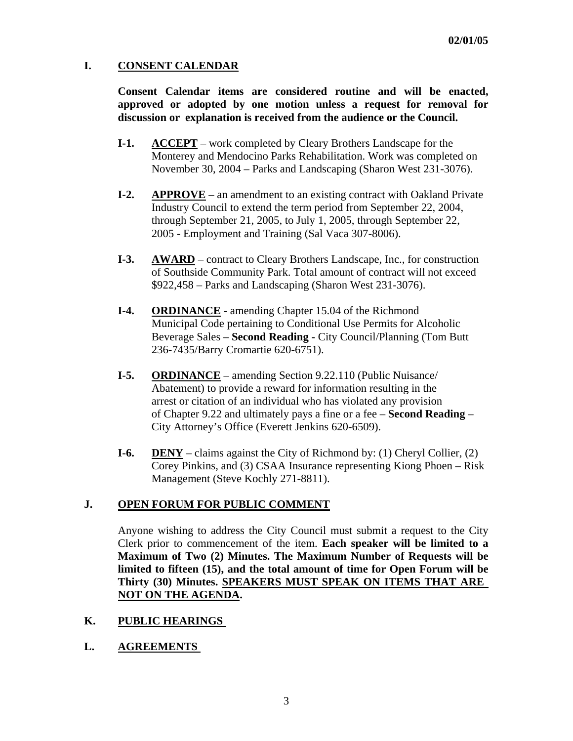02/01/05

## I. CONSENT CALENDAR

**Consent Calendar items are considered routine and will be enacted, approved or adopted by one motion unless a request for removal for discussion or explanation is received from the audience or the Council.**

- **I-1.** **ACCEPT** – work completed by Cleary Brothers Landscape for the Monterey and Mendocino Parks Rehabilitation. Work was completed on November 30, 2004 – Parks and Landscaping (Sharon West 231-3076).

- **I-2.** **APPROVE** – an amendment to an existing contract with Oakland Private Industry Council to extend the term period from September 22, 2004, through September 21, 2005, to July 1, 2005, through September 22, 2005 - Employment and Training (Sal Vaca 307-8006).

- **I-3.** **AWARD** – contract to Cleary Brothers Landscape, Inc., for construction of Southside Community Park. Total amount of contract will not exceed $922,458 – Parks and Landscaping (Sharon West 231-3076).

- **I-4.** **ORDINANCE** - amending Chapter 15.04 of the Richmond Municipal Code pertaining to Conditional Use Permits for Alcoholic Beverage Sales – **Second Reading -** City Council/Planning (Tom Butt 236-7435/Barry Cromartie 620-6751).

- **I-5.** **ORDINANCE** – amending Section 9.22.110 (Public Nuisance/ Abatement) to provide a reward for information resulting in the arrest or citation of an individual who has violated any provision of Chapter 9.22 and ultimately pays a fine or a fee – **Second Reading** – City Attorney's Office (Everett Jenkins 620-6509).

- **I-6.** **DENY** – claims against the City of Richmond by: (1) Cheryl Collier, (2) Corey Pinkins, and (3) CSAA Insurance representing Kiong Phoen – Risk Management (Steve Kochly 271-8811).

## J. OPEN FORUM FOR PUBLIC COMMENT

Anyone wishing to address the City Council must submit a request to the City Clerk prior to commencement of the item. **Each speaker will be limited to a Maximum of Two (2) Minutes. The Maximum Number of Requests will be limited to fifteen (15), and the total amount of time for Open Forum will be Thirty (30) Minutes. SPEAKERS MUST SPEAK ON ITEMS THAT ARE NOT ON THE AGENDA.**

## K. PUBLIC HEARINGS

## L. AGREEMENTS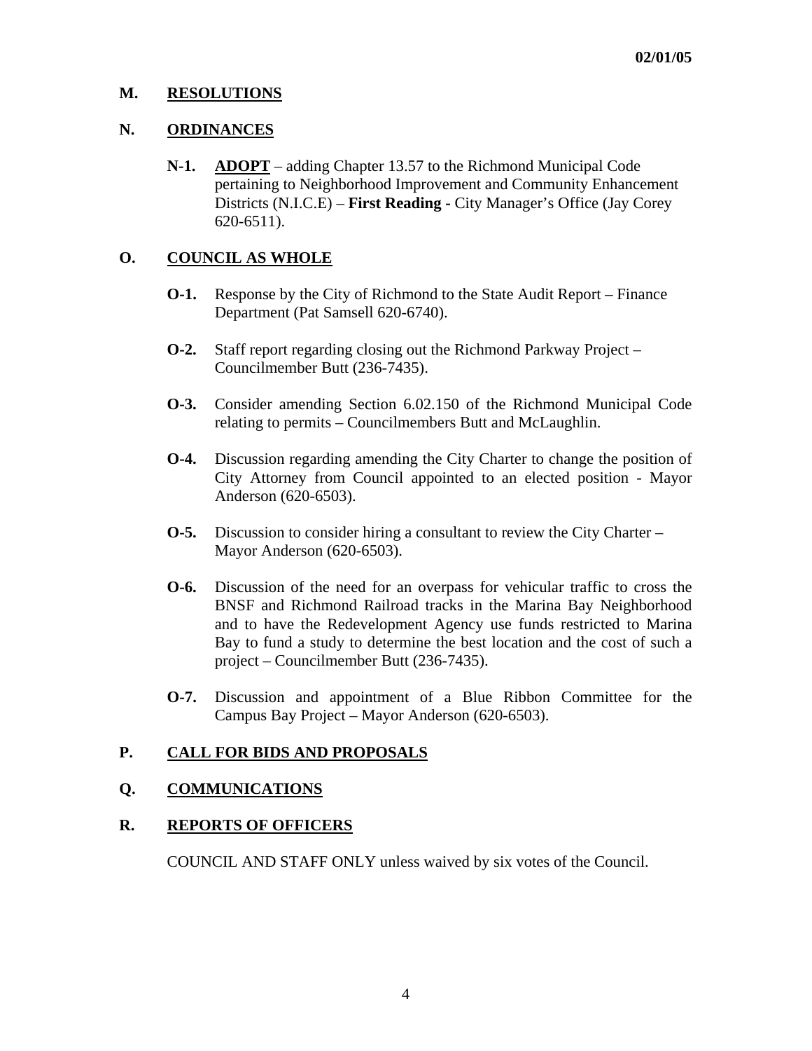**02/01/05**

## M. RESOLUTIONS

## N. ORDINANCES

**N-1.** **ADOPT** – adding Chapter 13.57 to the Richmond Municipal Code pertaining to Neighborhood Improvement and Community Enhancement Districts (N.I.C.E) – **First Reading -** City Manager's Office (Jay Corey 620-6511).

## O. COUNCIL AS WHOLE

**O-1.** Response by the City of Richmond to the State Audit Report – Finance Department (Pat Samsell 620-6740).

**O-2.** Staff report regarding closing out the Richmond Parkway Project – Councilmember Butt (236-7435).

**O-3.** Consider amending Section 6.02.150 of the Richmond Municipal Code relating to permits – Councilmembers Butt and McLaughlin.

**O-4.** Discussion regarding amending the City Charter to change the position of City Attorney from Council appointed to an elected position - Mayor Anderson (620-6503).

**O-5.** Discussion to consider hiring a consultant to review the City Charter – Mayor Anderson (620-6503).

**O-6.** Discussion of the need for an overpass for vehicular traffic to cross the BNSF and Richmond Railroad tracks in the Marina Bay Neighborhood and to have the Redevelopment Agency use funds restricted to Marina Bay to fund a study to determine the best location and the cost of such a project – Councilmember Butt (236-7435).

**O-7.** Discussion and appointment of a Blue Ribbon Committee for the Campus Bay Project – Mayor Anderson (620-6503).

## P. CALL FOR BIDS AND PROPOSALS

## Q. COMMUNICATIONS

## R. REPORTS OF OFFICERS

COUNCIL AND STAFF ONLY unless waived by six votes of the Council.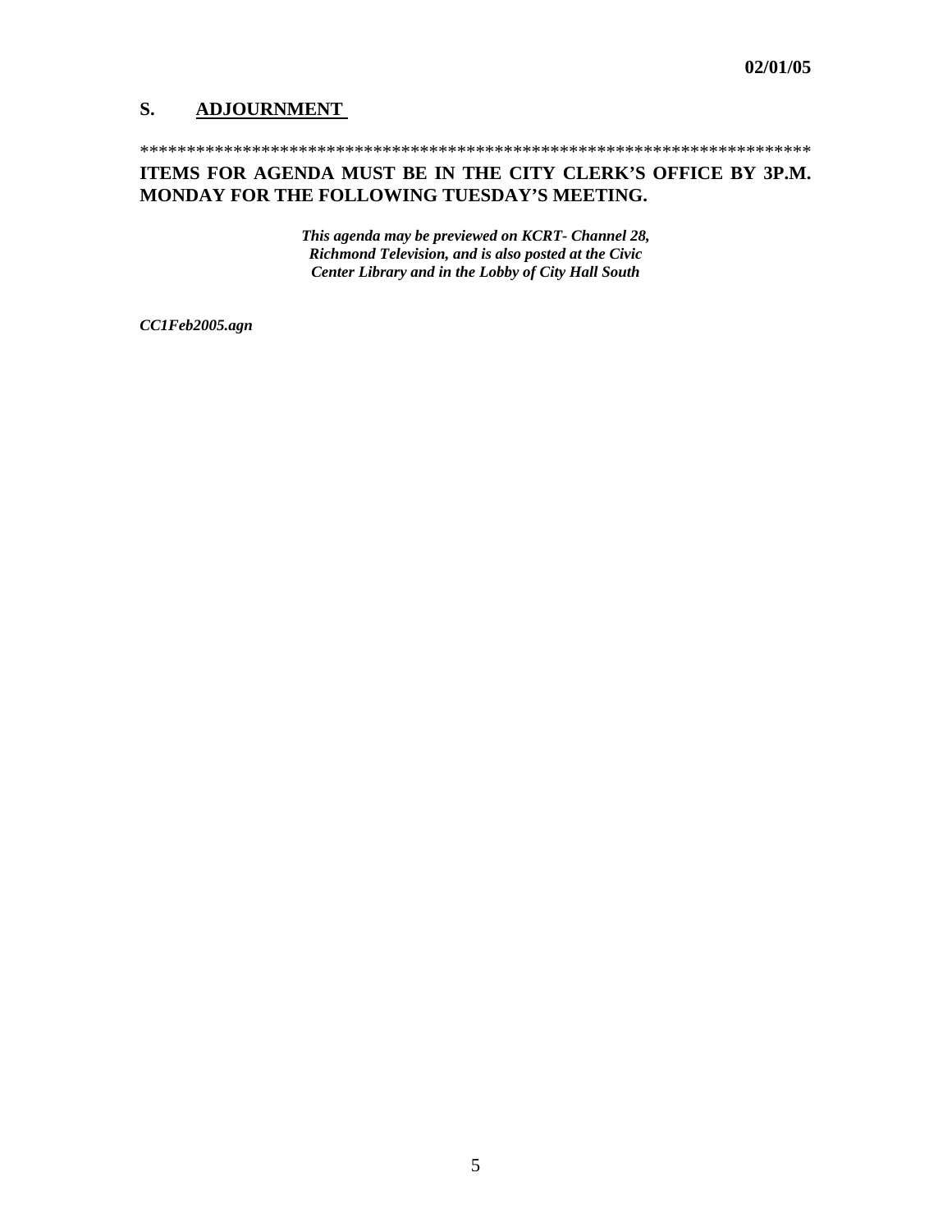## S. ADJOURNMENT

***************************************************************************

**ITEMS FOR AGENDA MUST BE IN THE CITY CLERK'S OFFICE BY 3P.M. MONDAY FOR THE FOLLOWING TUESDAY'S MEETING.**

***This agenda may be previewed on KCRT- Channel 28, Richmond Television, and is also posted at the Civic Center Library and in the Lobby of City Hall South***

***CC1Feb2005.agn***